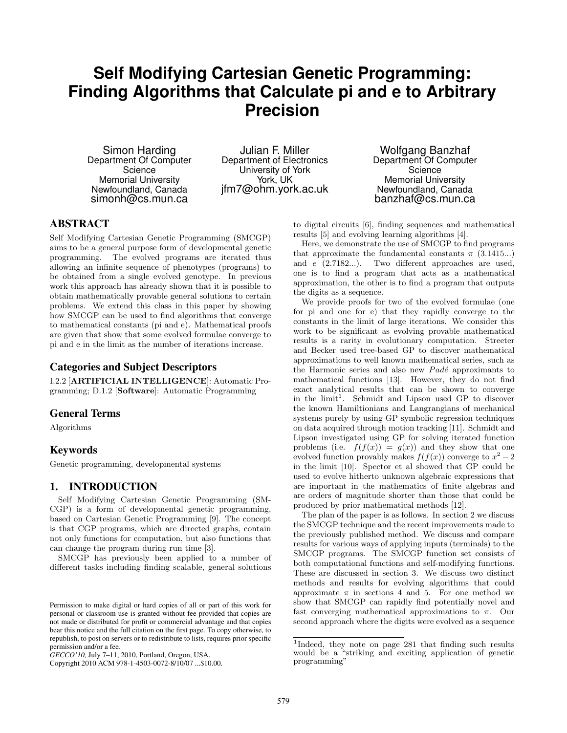# Self Modifying Cartesian Genetic Programming: Finding Algorithms that Calculate pi and e to Arbitrary Precision

Simon Harding
Department Of Computer Science
Memorial University
Newfoundland, Canada
simonh@cs.mun.ca

Julian F. Miller
Department of Electronics
University of York
York, UK
jfm7@ohm.york.ac.uk

Wolfgang Banzhaf
Department Of Computer Science
Memorial University
Newfoundland, Canada
banzhaf@cs.mun.ca

## ABSTRACT

Self Modifying Cartesian Genetic Programming (SMCGP) aims to be a general purpose form of developmental genetic programming. The evolved programs are iterated thus allowing an infinite sequence of phenotypes (programs) to be obtained from a single evolved genotype. In previous work this approach has already shown that it is possible to obtain mathematically provable general solutions to certain problems. We extend this class in this paper by showing how SMCGP can be used to find algorithms that converge to mathematical constants (pi and e). Mathematical proofs are given that show that some evolved formulae converge to pi and e in the limit as the number of iterations increase.

### Categories and Subject Descriptors

I.2.2 [**ARTIFICIAL INTELLIGENCE**]: Automatic Programming; D.1.2 [**Software**]: Automatic Programming

### General Terms

Algorithms

### Keywords

Genetic programming, developmental systems

## 1. INTRODUCTION

Self Modifying Cartesian Genetic Programming (SMCGP) is a form of developmental genetic programming, based on Cartesian Genetic Programming [9]. The concept is that CGP programs, which are directed graphs, contain not only functions for computation, but also functions that can change the program during run time [3].

SMCGP has previously been applied to a number of different tasks including finding scalable, general solutions to digital circuits [6], finding sequences and mathematical results [5] and evolving learning algorithms [4].

Here, we demonstrate the use of SMCGP to find programs that approximate the fundamental constants $\pi$ (3.1415...) and $e$ (2.7182...). Two different approaches are used, one is to find a program that acts as a mathematical approximation, the other is to find a program that outputs the digits as a sequence.

We provide proofs for two of the evolved formulae (one for pi and one for e) that they rapidly converge to the constants in the limit of large iterations. We consider this work to be significant as evolving provable mathematical results is a rarity in evolutionary computation. Streeter and Becker used tree-based GP to discover mathematical approximations to well known mathematical series, such as the Harmonic series and also new *Padé* approximants to mathematical functions [13]. However, they do not find exact analytical results that can be shown to converge in the limit[1]. Schmidt and Lipson used GP to discover the known Hamiltionians and Langrangians of mechanical systems purely by using GP symbolic regression techniques on data acquired through motion tracking [11]. Schmidt and Lipson investigated using GP for solving iterated function problems (i.e. $f(f(x)) = g(x)$) and they show that one evolved function provably makes $f(f(x))$ converge to $x^2 - 2$ in the limit [10]. Spector et al showed that GP could be used to evolve hitherto unknown algebraic expressions that are important in the mathematics of finite algebras and are orders of magnitude shorter than those that could be produced by prior mathematical methods [12].

The plan of the paper is as follows. In section 2 we discuss the SMCGP technique and the recent improvements made to the previously published method. We discuss and compare results for various ways of applying inputs (terminals) to the SMCGP programs. The SMCGP function set consists of both computational functions and self-modifying functions. These are discussed in section 3. We discuss two distinct methods and results for evolving algorithms that could approximate $\pi$ in sections 4 and 5. For one method we show that SMCGP can rapidly find potentially novel and fast converging mathematical approximations to $\pi$. Our second approach where the digits were evolved as a sequence

[1]Indeed, they note on page 281 that finding such results would be a "striking and exciting application of genetic programming"

Permission to make digital or hard copies of all or part of this work for personal or classroom use is granted without fee provided that copies are not made or distributed for profit or commercial advantage and that copies bear this notice and the full citation on the first page. To copy otherwise, to republish, to post on servers or to redistribute to lists, requires prior specific permission and/or a fee.
*GECCO'10,* July 7–11, 2010, Portland, Oregon, USA.
Copyright 2010 ACM 978-1-4503-0072-8/10/07 ...$10.00.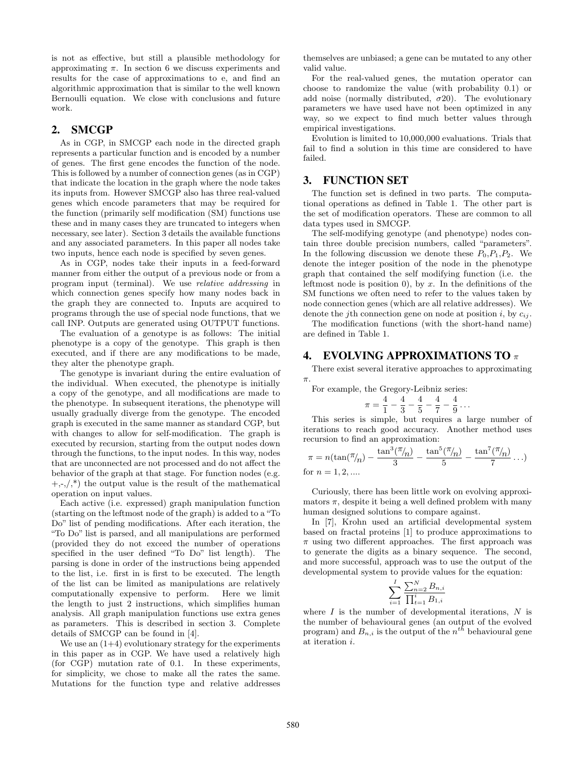is not as effective, but still a plausible methodology for approximating $\pi$. In section 6 we discuss experiments and results for the case of approximations to e, and find an algorithmic approximation that is similar to the well known Bernoulli equation. We close with conclusions and future work.

## 2. SMCGP

As in CGP, in SMCGP each node in the directed graph represents a particular function and is encoded by a number of genes. The first gene encodes the function of the node. This is followed by a number of connection genes (as in CGP) that indicate the location in the graph where the node takes its inputs from. However SMCGP also has three real-valued genes which encode parameters that may be required for the function (primarily self modification (SM) functions use these and in many cases they are truncated to integers when necessary, see later). Section 3 details the available functions and any associated parameters. In this paper all nodes take two inputs, hence each node is specified by seven genes.

As in CGP, nodes take their inputs in a feed-forward manner from either the output of a previous node or from a program input (terminal). We use *relative addressing* in which connection genes specify how many nodes back in the graph they are connected to. Inputs are acquired to programs through the use of special node functions, that we call INP. Outputs are generated using OUTPUT functions.

The evaluation of a genotype is as follows: The initial phenotype is a copy of the genotype. This graph is then executed, and if there are any modifications to be made, they alter the phenotype graph.

The genotype is invariant during the entire evaluation of the individual. When executed, the phenotype is initially a copy of the genotype, and all modifications are made to the phenotype. In subsequent iterations, the phenotype will usually gradually diverge from the genotype. The encoded graph is executed in the same manner as standard CGP, but with changes to allow for self-modification. The graph is executed by recursion, starting from the output nodes down through the functions, to the input nodes. In this way, nodes that are unconnected are not processed and do not affect the behavior of the graph at that stage. For function nodes (e.g. +,-,/,*) the output value is the result of the mathematical operation on input values.

Each active (i.e. expressed) graph manipulation function (starting on the leftmost node of the graph) is added to a "To Do" list of pending modifications. After each iteration, the "To Do" list is parsed, and all manipulations are performed (provided they do not exceed the number of operations specified in the user defined "To Do" list length). The parsing is done in order of the instructions being appended to the list, i.e. first in is first to be executed. The length of the list can be limited as manipulations are relatively computationally expensive to perform. Here we limit the length to just 2 instructions, which simplifies human analysis. All graph manipulation functions use extra genes as parameters. This is described in section 3. Complete details of SMCGP can be found in [4].

We use an (1+4) evolutionary strategy for the experiments in this paper as in CGP. We have used a relatively high (for CGP) mutation rate of 0.1. In these experiments, for simplicity, we chose to make all the rates the same. Mutations for the function type and relative addresses themselves are unbiased; a gene can be mutated to any other valid value.

For the real-valued genes, the mutation operator can choose to randomize the value (with probability 0.1) or add noise (normally distributed, $\sigma 20$). The evolutionary parameters we have used have not been optimized in any way, so we expect to find much better values through empirical investigations.

Evolution is limited to 10,000,000 evaluations. Trials that fail to find a solution in this time are considered to have failed.

## 3. FUNCTION SET

The function set is defined in two parts. The computational operations as defined in Table 1. The other part is the set of modification operators. These are common to all data types used in SMCGP.

The self-modifying genotype (and phenotype) nodes contain three double precision numbers, called "parameters". In the following discussion we denote these $P_0$,$P_1$,$P_2$. We denote the integer position of the node in the phenotype graph that contained the self modifying function (i.e. the leftmost node is position 0), by $x$. In the definitions of the SM functions we often need to refer to the values taken by node connection genes (which are all relative addresses). We denote the $j$th connection gene on node at position $i$, by $c_{ij}$.

The modification functions (with the short-hand name) are defined in Table 1.

## 4. EVOLVING APPROXIMATIONS TO $\pi$

There exist several iterative approaches to approximating $\pi$.

For example, the Gregory-Leibniz series:

$$\pi = \frac{4}{1} - \frac{4}{3} - \frac{4}{5} - \frac{4}{7} - \frac{4}{9} \dots$$

This series is simple, but requires a large number of iterations to reach good accuracy. Another method uses recursion to find an approximation:

$$\pi = n(\tan(\pi/n) - \frac{\tan^3(\pi/n)}{3} - \frac{\tan^5(\pi/n)}{5} - \frac{\tan^7(\pi/n)}{7} \dots)$$

for $n = 1, 2, \dots$.

Curiously, there has been little work on evolving approximators $\pi$, despite it being a well defined problem with many human designed solutions to compare against.

In [7], Krohn used an artificial developmental system based on fractal proteins [1] to produce approximations to $\pi$ using two different approaches. The first approach was to generate the digits as a binary sequence. The second, and more successful, approach was to use the output of the developmental system to provide values for the equation:

$$\sum_{i=1}^{I} \frac{\sum_{n=2}^{N} B_{n,i}}{\prod_{t=1}^{i} B_{1,i}}$$

where $I$ is the number of developmental iterations, $N$ is the number of behavioural genes (an output of the evolved program) and $B_{n,i}$ is the output of the $n^{th}$ behavioural gene at iteration $i$.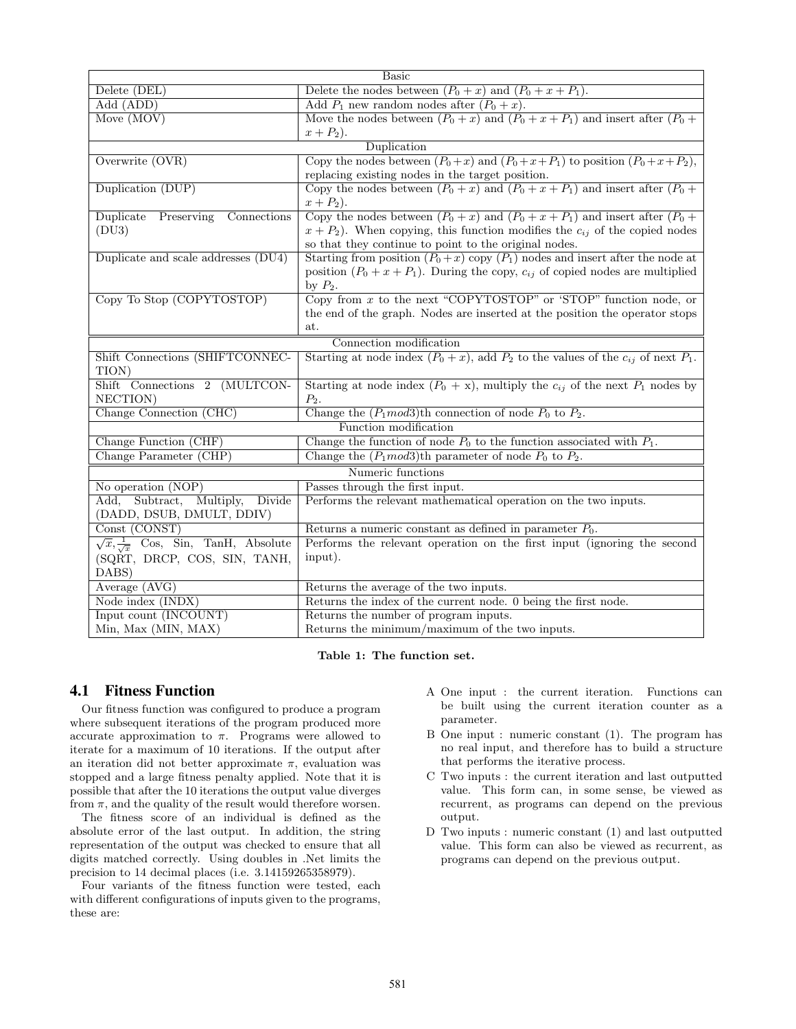| Basic | |
|---|---|
| Delete (DEL) | Delete the nodes between $(P_0 + x)$ and $(P_0 + x + P_1)$. |
| Add (ADD) | Add $P_1$ new random nodes after $(P_0 + x)$. |
| Move (MOV) | Move the nodes between $(P_0 + x)$ and $(P_0 + x + P_1)$ and insert after $(P_0 + x + P_2)$. |
| Duplication | |
| Overwrite (OVR) | Copy the nodes between $(P_0+x)$ and $(P_0+x+P_1)$ to position $(P_0+x+P_2)$, replacing existing nodes in the target position. |
| Duplication (DUP) | Copy the nodes between $(P_0 + x)$ and $(P_0 + x + P_1)$ and insert after $(P_0 + x + P_2)$. |
| Duplicate Preserving Connections (DU3) | Copy the nodes between $(P_0 + x)$ and $(P_0 + x + P_1)$ and insert after $(P_0 + x + P_2)$. When copying, this function modifies the $c_{ij}$ of the copied nodes so that they continue to point to the original nodes. |
| Duplicate and scale addresses (DU4) | Starting from position $(P_0 + x)$ copy $(P_1)$ nodes and insert after the node at position $(P_0 + x + P_1)$. During the copy, $c_{ij}$ of copied nodes are multiplied by $P_2$. |
| Copy To Stop (COPYTOSTOP) | Copy from $x$ to the next "COPYTOSTOP" or 'STOP" function node, or the end of the graph. Nodes are inserted at the position the operator stops at. |
| Connection modification | |
| Shift Connections (SHIFTCONNECTION) | Starting at node index $(P_0 + x)$, add $P_2$ to the values of the $c_{ij}$ of next $P_1$. |
| Shift Connections 2 (MULTCONNECTION) | Starting at node index $(P_0 + x)$, multiply the $c_{ij}$ of the next $P_1$ nodes by $P_2$. |
| Change Connection (CHC) | Change the $(P_1 mod 3)$th connection of node $P_0$ to $P_2$. |
| Function modification | |
| Change Function (CHF) | Change the function of node $P_0$ to the function associated with $P_1$. |
| Change Parameter (CHP) | Change the $(P_1 mod 3)$th parameter of node $P_0$ to $P_2$. |
| Numeric functions | |
| No operation (NOP) | Passes through the first input. |
| Add, Subtract, Multiply, Divide (DADD, DSUB, DMULT, DDIV) | Performs the relevant mathematical operation on the two inputs. |
| Const (CONST) | Returns a numeric constant as defined in parameter $P_0$. |
| $\sqrt{x}$, $\frac{1}{\sqrt{x}}$ Cos, Sin, TanH, Absolute (SQRT, DRCP, COS, SIN, TANH, DABS) | Performs the relevant operation on the first input (ignoring the second input). |
| Average (AVG) | Returns the average of the two inputs. |
| Node index (INDX) | Returns the index of the current node. 0 being the first node. |
| Input count (INCOUNT) | Returns the number of program inputs. |
| Min, Max (MIN, MAX) | Returns the minimum/maximum of the two inputs. |

**Table 1: The function set.**

## 4.1 Fitness Function

Our fitness function was configured to produce a program where subsequent iterations of the program produced more accurate approximation to $\pi$. Programs were allowed to iterate for a maximum of 10 iterations. If the output after an iteration did not better approximate $\pi$, evaluation was stopped and a large fitness penalty applied. Note that it is possible that after the 10 iterations the output value diverges from $\pi$, and the quality of the result would therefore worsen.

The fitness score of an individual is defined as the absolute error of the last output. In addition, the string representation of the output was checked to ensure that all digits matched correctly. Using doubles in .Net limits the precision to 14 decimal places (i.e. 3.14159265358979).

Four variants of the fitness function were tested, each with different configurations of inputs given to the programs, these are:

A One input : the current iteration. Functions can be built using the current iteration counter as a parameter.

B One input : numeric constant (1). The program has no real input, and therefore has to build a structure that performs the iterative process.

C Two inputs : the current iteration and last outputted value. This form can, in some sense, be viewed as recurrent, as programs can depend on the previous output.

D Two inputs : numeric constant (1) and last outputted value. This form can also be viewed as recurrent, as programs can depend on the previous output.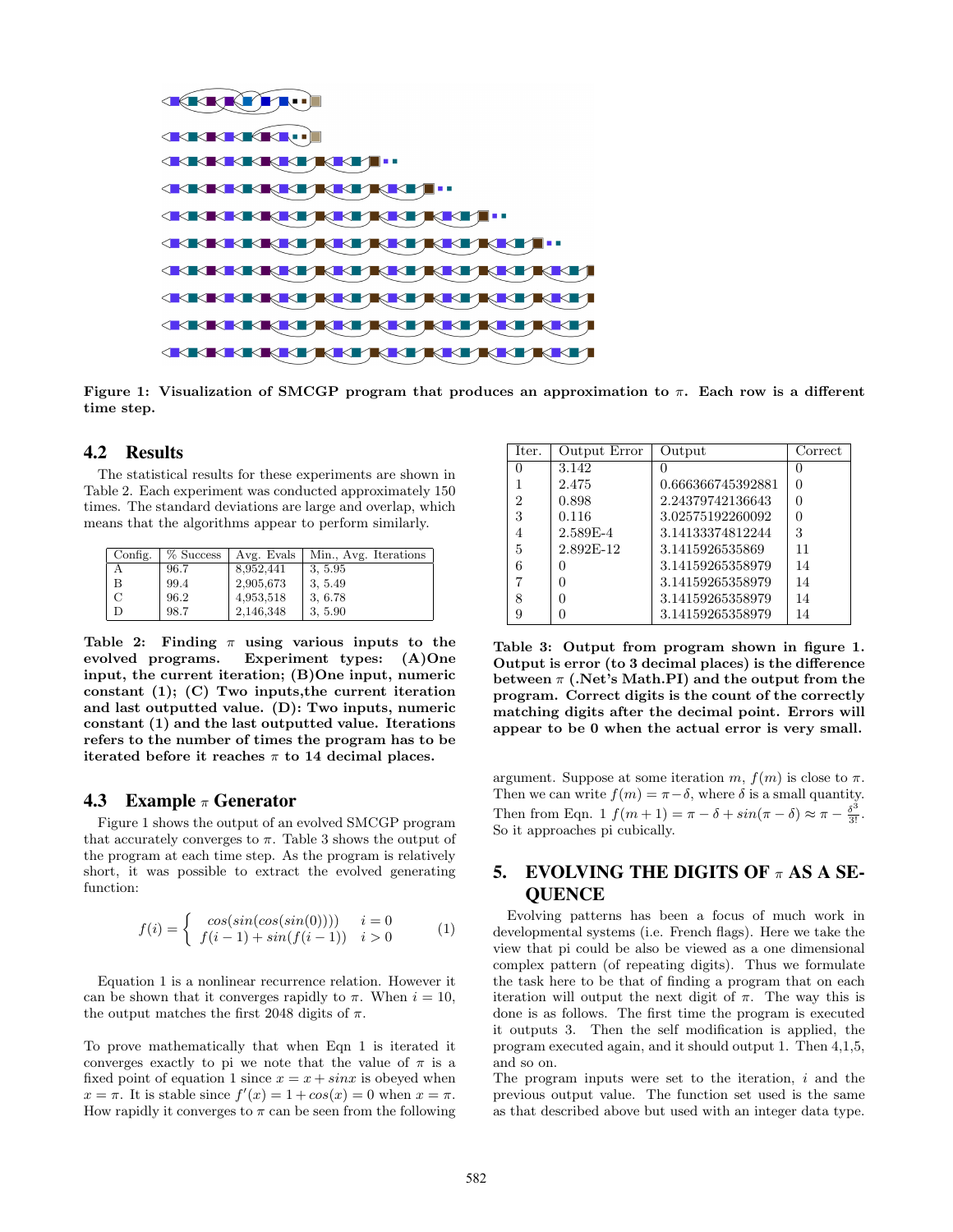Figure 1: Visualization of SMCGP program that produces an approximation to $\pi$. Each row is a different time step.

### 4.2 Results

The statistical results for these experiments are shown in Table 2. Each experiment was conducted approximately 150 times. The standard deviations are large and overlap, which means that the algorithms appear to perform similarly.

| Config. | % Success | Avg. Evals | Min., Avg. Iterations |
|---|---|---|---|
| A | 96.7 | 8,952,441 | 3, 5.95 |
| B | 99.4 | 2,905,673 | 3, 5.49 |
| C | 96.2 | 4,953,518 | 3, 6.78 |
| D | 98.7 | 2,146,348 | 3, 5.90 |

**Table 2: Finding $\pi$ using various inputs to the evolved programs. Experiment types: (A)One input, the current iteration; (B)One input, numeric constant (1); (C) Two inputs,the current iteration and last outputted value. (D): Two inputs, numeric constant (1) and the last outputted value. Iterations refers to the number of times the program has to be iterated before it reaches $\pi$ to 14 decimal places.**

### 4.3 Example $\pi$ Generator

Figure 1 shows the output of an evolved SMCGP program that accurately converges to $\pi$. Table 3 shows the output of the program at each time step. As the program is relatively short, it was possible to extract the evolved generating function:

$$f(i) = \begin{cases} cos(sin(cos(sin(0)))) & i = 0 \\ f(i-1) + sin(f(i-1)) & i > 0 \end{cases} \quad (1)$$

Equation 1 is a nonlinear recurrence relation. However it can be shown that it converges rapidly to $\pi$. When $i = 10$, the output matches the first 2048 digits of $\pi$.

To prove mathematically that when Eqn 1 is iterated it converges exactly to pi we note that the value of $\pi$ is a fixed point of equation 1 since $x = x + sinx$ is obeyed when $x = \pi$. It is stable since $f'(x) = 1 + cos(x) = 0$ when $x = \pi$. How rapidly it converges to $\pi$ can be seen from the following argument. Suppose at some iteration $m$, $f(m)$ is close to $\pi$. Then we can write $f(m) = \pi - \delta$, where $\delta$ is a small quantity. Then from Eqn. 1 $f(m+1) = \pi - \delta + sin(\pi - \delta) \approx \pi - \frac{\delta^3}{3!}$. So it approaches pi cubically.

| Iter. | Output Error | Output | Correct |
|---|---|---|---|
| 0 | 3.142 | 0 | 0 |
| 1 | 2.475 | 0.666366745392881 | 0 |
| 2 | 0.898 | 2.24379742136643 | 0 |
| 3 | 0.116 | 3.02575192260092 | 0 |
| 4 | 2.589E-4 | 3.14133374812244 | 3 |
| 5 | 2.892E-12 | 3.1415926535869 | 11 |
| 6 | 0 | 3.14159265358979 | 14 |
| 7 | 0 | 3.14159265358979 | 14 |
| 8 | 0 | 3.14159265358979 | 14 |
| 9 | 0 | 3.14159265358979 | 14 |

**Table 3: Output from program shown in figure 1. Output is error (to 3 decimal places) is the difference between $\pi$ (.Net's Math.PI) and the output from the program. Correct digits is the count of the correctly matching digits after the decimal point. Errors will appear to be 0 when the actual error is very small.**

## 5. EVOLVING THE DIGITS OF $\pi$ AS A SEQUENCE

Evolving patterns has been a focus of much work in developmental systems (i.e. French flags). Here we take the view that pi could be also be viewed as a one dimensional complex pattern (of repeating digits). Thus we formulate the task here to be that of finding a program that on each iteration will output the next digit of $\pi$. The way this is done is as follows. The first time the program is executed it outputs 3. Then the self modification is applied, the program executed again, and it should output 1. Then 4,1,5, and so on.

The program inputs were set to the iteration, $i$ and the previous output value. The function set used is the same as that described above but used with an integer data type.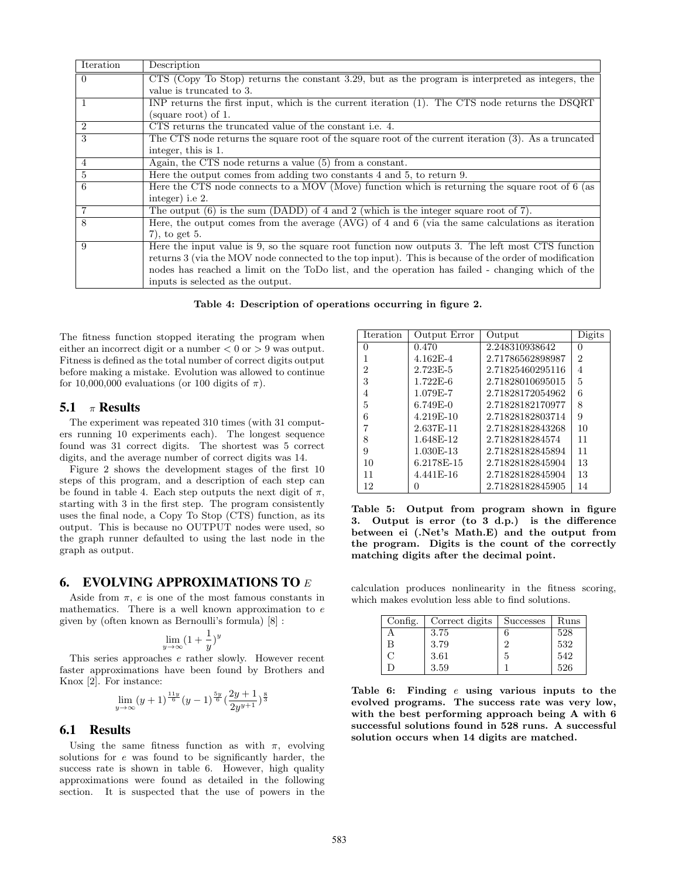| Iteration | Description |
|---|---|
| 0 | CTS (Copy To Stop) returns the constant 3.29, but as the program is interpreted as integers, the value is truncated to 3. |
| 1 | INP returns the first input, which is the current iteration (1). The CTS node returns the DSQRT (square root) of 1. |
| 2 | CTS returns the truncated value of the constant i.e. 4. |
| 3 | The CTS node returns the square root of the square root of the current iteration (3). As a truncated integer, this is 1. |
| 4 | Again, the CTS node returns a value (5) from a constant. |
| 5 | Here the output comes from adding two constants 4 and 5, to return 9. |
| 6 | Here the CTS node connects to a MOV (Move) function which is returning the square root of 6 (as integer) i.e 2. |
| 7 | The output (6) is the sum (DADD) of 4 and 2 (which is the integer square root of 7). |
| 8 | Here, the output comes from the average (AVG) of 4 and 6 (via the same calculations as iteration 7), to get 5. |
| 9 | Here the input value is 9, so the square root function now outputs 3. The left most CTS function returns 3 (via the MOV node connected to the top input). This is because of the order of modification nodes has reached a limit on the ToDo list, and the operation has failed - changing which of the inputs is selected as the output. |

**Table 4: Description of operations occurring in figure 2.**

The fitness function stopped iterating the program when either an incorrect digit or a number $< 0$ or $> 9$ was output. Fitness is defined as the total number of correct digits output before making a mistake. Evolution was allowed to continue for 10,000,000 evaluations (or 100 digits of $\pi$).

### 5.1 $\pi$ Results

The experiment was repeated 310 times (with 31 computers running 10 experiments each). The longest sequence found was 31 correct digits. The shortest was 5 correct digits, and the average number of correct digits was 14.

Figure 2 shows the development stages of the first 10 steps of this program, and a description of each step can be found in table 4. Each step outputs the next digit of $\pi$, starting with 3 in the first step. The program consistently uses the final node, a Copy To Stop (CTS) function, as its output. This is because no OUTPUT nodes were used, so the graph runner defaulted to using the last node in the graph as output.

## 6. EVOLVING APPROXIMATIONS TO $E$

Aside from $\pi$, $e$ is one of the most famous constants in mathematics. There is a well known approximation to $e$ given by (often known as Bernoulli's formula) [8] :

$$\lim_{y\to\infty}(1+\frac{1}{y})^y$$

This series approaches $e$ rather slowly. However recent faster approximations have been found by Brothers and Knox [2]. For instance:

$$\lim_{y\to\infty}(y+1)^{\frac{11y}{6}}(y-1)^{\frac{5y}{6}}(\frac{2y+1}{2y^{y+1}})^{\frac{8}{3}}$$

### 6.1 Results

Using the same fitness function as with $\pi$, evolving solutions for $e$ was found to be significantly harder, the success rate is shown in table 6. However, high quality approximations were found as detailed in the following section. It is suspected that the use of powers in the calculation produces nonlinearity in the fitness scoring, which makes evolution less able to find solutions.

| Iteration | Output Error | Output | Digits |
|---|---|---|---|
| 0 | 0.470 | 2.248310938642 | 0 |
| 1 | 4.162E-4 | 2.71786562898987 | 2 |
| 2 | 2.723E-5 | 2.71825460295116 | 4 |
| 3 | 1.722E-6 | 2.71828010695015 | 5 |
| 4 | 1.079E-7 | 2.71828172054962 | 6 |
| 5 | 6.749E-0 | 2.71828182170977 | 8 |
| 6 | 4.219E-10 | 2.71828182803714 | 9 |
| 7 | 2.637E-11 | 2.71828182843268 | 10 |
| 8 | 1.648E-12 | 2.7182818284574 | 11 |
| 9 | 1.030E-13 | 2.71828182845894 | 11 |
| 10 | 6.2178E-15 | 2.71828182845904 | 13 |
| 11 | 4.441E-16 | 2.71828182845904 | 13 |
| 12 | 0 | 2.71828182845905 | 14 |

**Table 5: Output from program shown in figure 3. Output is error (to 3 d.p.) is the difference between ei (.Net's Math.E) and the output from the program. Digits is the count of the correctly matching digits after the decimal point.**

| Config. | Correct digits | Successes | Runs |
|---|---|---|---|
| A | 3.75 | 6 | 528 |
| B | 3.79 | 2 | 532 |
| C | 3.61 | 5 | 542 |
| D | 3.59 | 1 | 526 |

**Table 6: Finding $e$ using various inputs to the evolved programs. The success rate was very low, with the best performing approach being A with 6 successful solutions found in 528 runs. A successful solution occurs when 14 digits are matched.**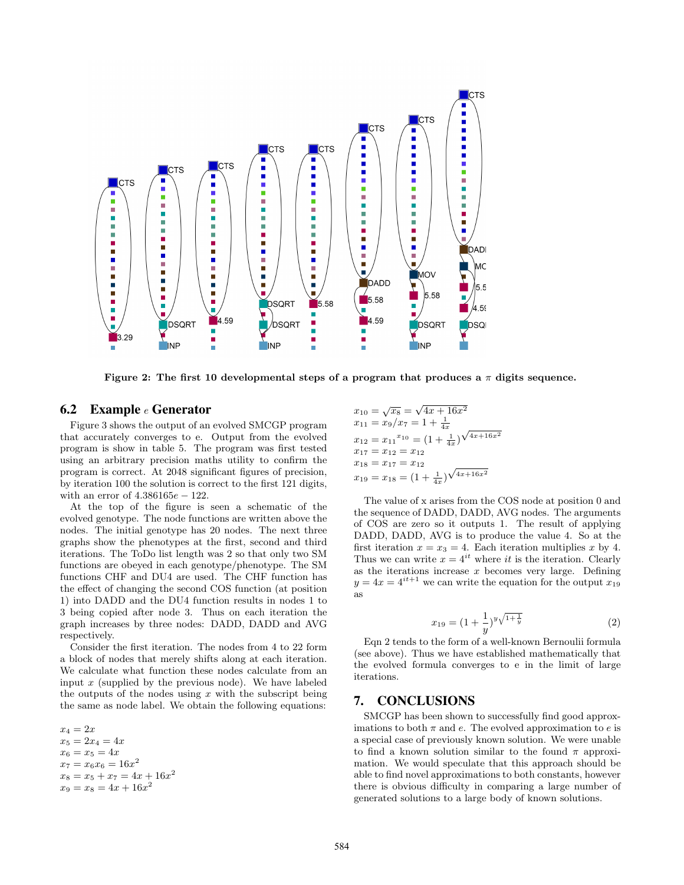Figure 2: The first 10 developmental steps of a program that produces a $\pi$ digits sequence.

### 6.2 Example $e$ Generator

Figure 3 shows the output of an evolved SMCGP program that accurately converges to e. Output from the evolved program is show in table 5. The program was first tested using an arbitrary precision maths utility to confirm the program is correct. At 2048 significant figures of precision, by iteration 100 the solution is correct to the first 121 digits, with an error of $4.386165e-122$.

At the top of the figure is seen a schematic of the evolved genotype. The node functions are written above the nodes. The initial genotype has 20 nodes. The next three graphs show the phenotypes at the first, second and third iterations. The ToDo list length was 2 so that only two SM functions are obeyed in each genotype/phenotype. The SM functions CHF and DU4 are used. The CHF function has the effect of changing the second COS function (at position 1) into DADD and the DU4 function results in nodes 1 to 3 being copied after node 3. Thus on each iteration the graph increases by three nodes: DADD, DADD and AVG respectively.

Consider the first iteration. The nodes from 4 to 22 form a block of nodes that merely shifts along at each iteration. We calculate what function these nodes calculate from an input $x$ (supplied by the previous node). We have labeled the outputs of the nodes using $x$ with the subscript being the same as node label. We obtain the following equations:

$$
\begin{aligned}
x_4 &= 2x \\
x_5 &= 2x_4 = 4x \\
x_6 &= x_5 = 4x \\
x_7 &= x_6 x_6 = 16x^2 \\
x_8 &= x_5 + x_7 = 4x + 16x^2 \\
x_9 &= x_8 = 4x + 16x^2 \\
x_{10} &= \sqrt{x_8} = \sqrt{4x + 16x^2} \\
x_{11} &= x_9 / x_7 = 1 + \tfrac{1}{4x} \\
x_{12} &= {x_{11}}^{x_{10}} = (1 + \tfrac{1}{4x})^{\sqrt{4x+16x^2}} \\
x_{17} &= x_{12} = x_{12} \\
x_{18} &= x_{17} = x_{12} \\
x_{19} &= x_{18} = (1 + \tfrac{1}{4x})^{\sqrt{4x+16x^2}}
\end{aligned}
$$

The value of x arises from the COS node at position 0 and the sequence of DADD, DADD, AVG nodes. The arguments of COS are zero so it outputs 1. The result of applying DADD, DADD, AVG is to produce the value 4. So at the first iteration $x = x_3 = 4$. Each iteration multiplies $x$ by 4. Thus we can write $x = 4^{it}$ where $it$ is the iteration. Clearly as the iterations increase $x$ becomes very large. Defining $y = 4x = 4^{it+1}$ we can write the equation for the output $x_{19}$ as

$$
x_{19} = (1 + \frac{1}{y})^{y\sqrt{1+\frac{1}{y}}} \tag{2}
$$

Eqn 2 tends to the form of a well-known Bernoulii formula (see above). Thus we have established mathematically that the evolved formula converges to e in the limit of large iterations.

## 7. CONCLUSIONS

SMCGP has been shown to successfully find good approximations to both $\pi$ and $e$. The evolved approximation to $e$ is a special case of previously known solution. We were unable to find a known solution similar to the found $\pi$ approximation. We would speculate that this approach should be able to find novel approximations to both constants, however there is obvious difficulty in comparing a large number of generated solutions to a large body of known solutions.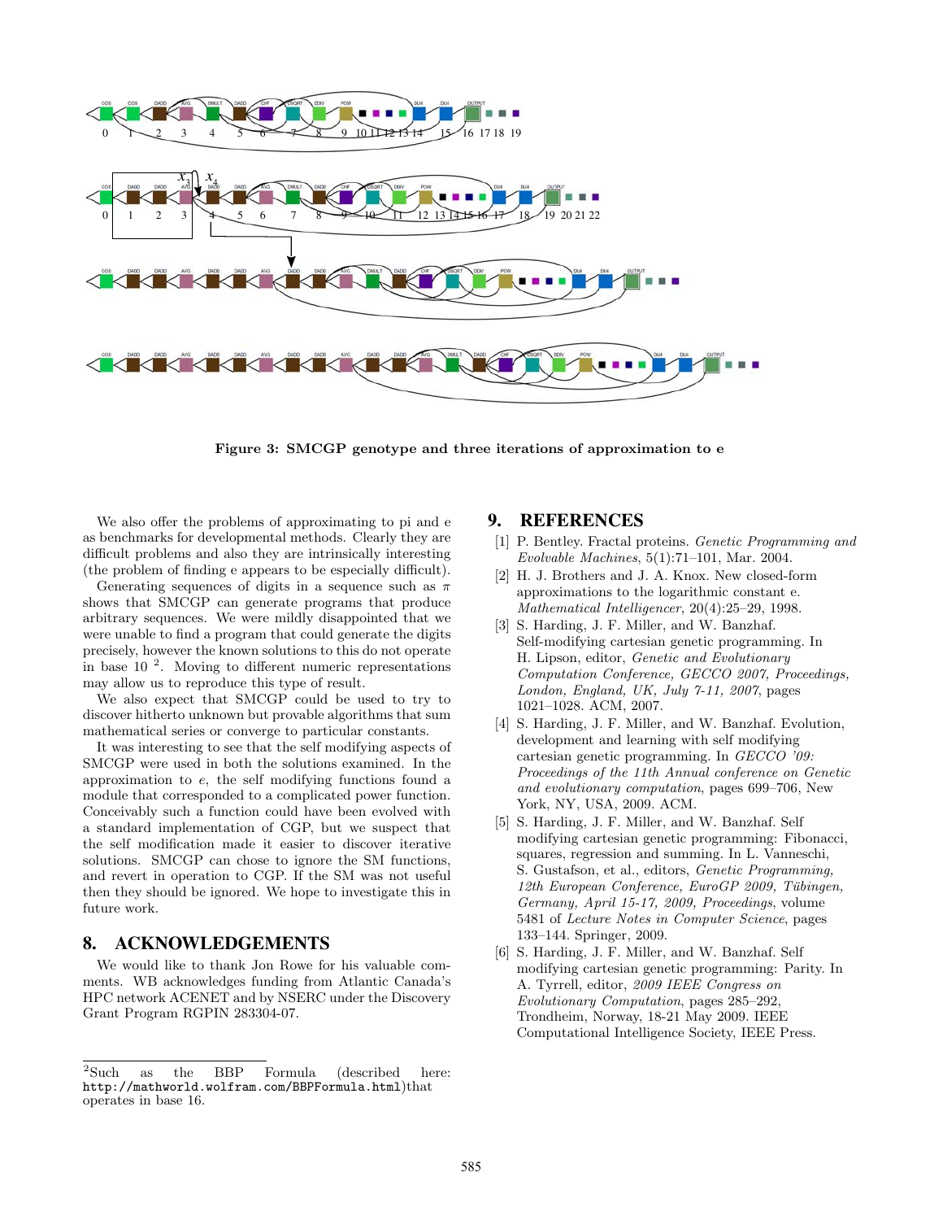**Figure 3: SMCGP genotype and three iterations of approximation to e**

We also offer the problems of approximating to pi and e as benchmarks for developmental methods. Clearly they are difficult problems and also they are intrinsically interesting (the problem of finding e appears to be especially difficult).

Generating sequences of digits in a sequence such as $\pi$ shows that SMCGP can generate programs that produce arbitrary sequences. We were mildly disappointed that we were unable to find a program that could generate the digits precisely, however the known solutions to this do not operate in base 10 [2]. Moving to different numeric representations may allow us to reproduce this type of result.

We also expect that SMCGP could be used to try to discover hitherto unknown but provable algorithms that sum mathematical series or converge to particular constants.

It was interesting to see that the self modifying aspects of SMCGP were used in both the solutions examined. In the approximation to $e$, the self modifying functions found a module that corresponded to a complicated power function. Conceivably such a function could have been evolved with a standard implementation of CGP, but we suspect that the self modification made it easier to discover iterative solutions. SMCGP can chose to ignore the SM functions, and revert in operation to CGP. If the SM was not useful then they should be ignored. We hope to investigate this in future work.

## 8. ACKNOWLEDGEMENTS

We would like to thank Jon Rowe for his valuable comments. WB acknowledges funding from Atlantic Canada's HPC network ACENET and by NSERC under the Discovery Grant Program RGPIN 283304-07.

[2]Such as the BBP Formula (described here: http://mathworld.wolfram.com/BBPFormula.html)that operates in base 16.

## 9. REFERENCES

[1] P. Bentley. Fractal proteins. *Genetic Programming and Evolvable Machines*, 5(1):71–101, Mar. 2004.

[2] H. J. Brothers and J. A. Knox. New closed-form approximations to the logarithmic constant e. *Mathematical Intelligencer*, 20(4):25–29, 1998.

[3] S. Harding, J. F. Miller, and W. Banzhaf. Self-modifying cartesian genetic programming. In H. Lipson, editor, *Genetic and Evolutionary Computation Conference, GECCO 2007, Proceedings, London, England, UK, July 7-11, 2007*, pages 1021–1028. ACM, 2007.

[4] S. Harding, J. F. Miller, and W. Banzhaf. Evolution, development and learning with self modifying cartesian genetic programming. In *GECCO '09: Proceedings of the 11th Annual conference on Genetic and evolutionary computation*, pages 699–706, New York, NY, USA, 2009. ACM.

[5] S. Harding, J. F. Miller, and W. Banzhaf. Self modifying cartesian genetic programming: Fibonacci, squares, regression and summing. In L. Vanneschi, S. Gustafson, et al., editors, *Genetic Programming, 12th European Conference, EuroGP 2009, Tübingen, Germany, April 15-17, 2009, Proceedings*, volume 5481 of *Lecture Notes in Computer Science*, pages 133–144. Springer, 2009.

[6] S. Harding, J. F. Miller, and W. Banzhaf. Self modifying cartesian genetic programming: Parity. In A. Tyrrell, editor, *2009 IEEE Congress on Evolutionary Computation*, pages 285–292, Trondheim, Norway, 18-21 May 2009. IEEE Computational Intelligence Society, IEEE Press.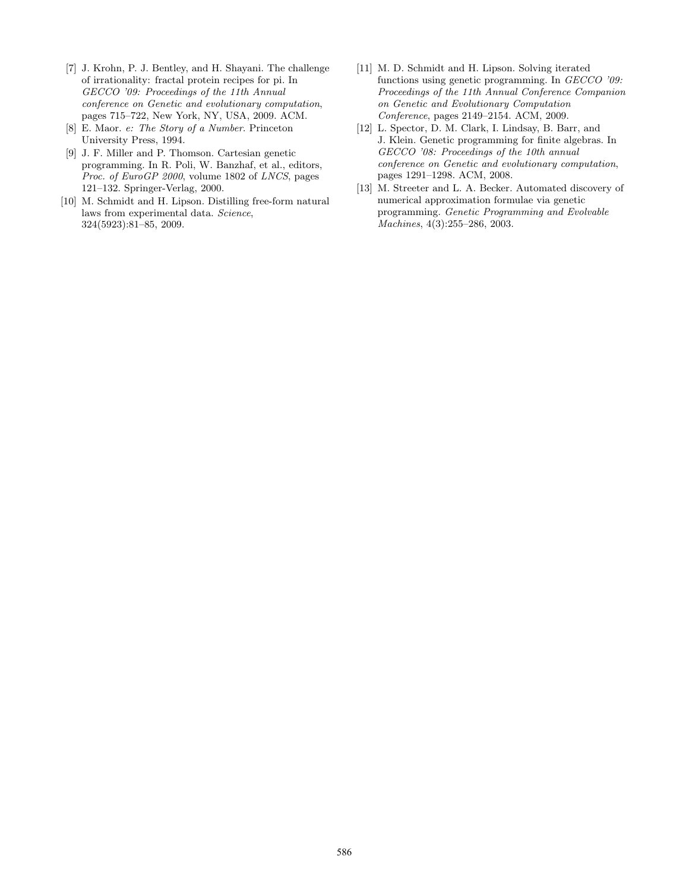[7] J. Krohn, P. J. Bentley, and H. Shayani. The challenge of irrationality: fractal protein recipes for pi. In *GECCO '09: Proceedings of the 11th Annual conference on Genetic and evolutionary computation*, pages 715–722, New York, NY, USA, 2009. ACM.

[8] E. Maor. *e: The Story of a Number*. Princeton University Press, 1994.

[9] J. F. Miller and P. Thomson. Cartesian genetic programming. In R. Poli, W. Banzhaf, et al., editors, *Proc. of EuroGP 2000*, volume 1802 of *LNCS*, pages 121–132. Springer-Verlag, 2000.

[10] M. Schmidt and H. Lipson. Distilling free-form natural laws from experimental data. *Science*, 324(5923):81–85, 2009.

[11] M. D. Schmidt and H. Lipson. Solving iterated functions using genetic programming. In *GECCO '09: Proceedings of the 11th Annual Conference Companion on Genetic and Evolutionary Computation Conference*, pages 2149–2154. ACM, 2009.

[12] L. Spector, D. M. Clark, I. Lindsay, B. Barr, and J. Klein. Genetic programming for finite algebras. In *GECCO '08: Proceedings of the 10th annual conference on Genetic and evolutionary computation*, pages 1291–1298. ACM, 2008.

[13] M. Streeter and L. A. Becker. Automated discovery of numerical approximation formulae via genetic programming. *Genetic Programming and Evolvable Machines*, 4(3):255–286, 2003.